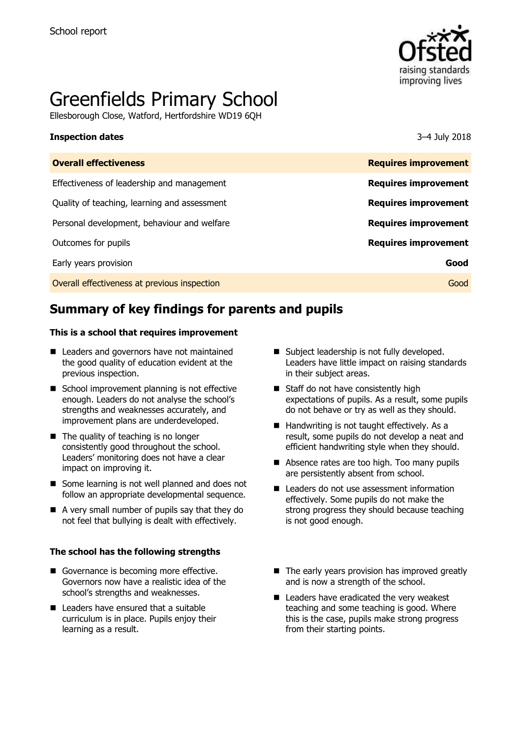School report

# Greenfields Primary School

Ellesborough Close, Watford, Hertfordshire WD19 6QH

| **Inspection dates** | 3–4 July 2018 |
| --- | --- |
| **Overall effectiveness** | **Requires improvement** |
| Effectiveness of leadership and management | **Requires improvement** |
| Quality of teaching, learning and assessment | **Requires improvement** |
| Personal development, behaviour and welfare | **Requires improvement** |
| Outcomes for pupils | **Requires improvement** |
| Early years provision | **Good** |
| Overall effectiveness at previous inspection | Good |

## Summary of key findings for parents and pupils

### This is a school that requires improvement

- Leaders and governors have not maintained the good quality of education evident at the previous inspection.
- School improvement planning is not effective enough. Leaders do not analyse the school's strengths and weaknesses accurately, and improvement plans are underdeveloped.
- The quality of teaching is no longer consistently good throughout the school. Leaders' monitoring does not have a clear impact on improving it.
- Some learning is not well planned and does not follow an appropriate developmental sequence.
- A very small number of pupils say that they do not feel that bullying is dealt with effectively.
- Subject leadership is not fully developed. Leaders have little impact on raising standards in their subject areas.
- Staff do not have consistently high expectations of pupils. As a result, some pupils do not behave or try as well as they should.
- Handwriting is not taught effectively. As a result, some pupils do not develop a neat and efficient handwriting style when they should.
- Absence rates are too high. Too many pupils are persistently absent from school.
- Leaders do not use assessment information effectively. Some pupils do not make the strong progress they should because teaching is not good enough.

### The school has the following strengths

- Governance is becoming more effective. Governors now have a realistic idea of the school's strengths and weaknesses.
- Leaders have ensured that a suitable curriculum is in place. Pupils enjoy their learning as a result.
- The early years provision has improved greatly and is now a strength of the school.
- Leaders have eradicated the very weakest teaching and some teaching is good. Where this is the case, pupils make strong progress from their starting points.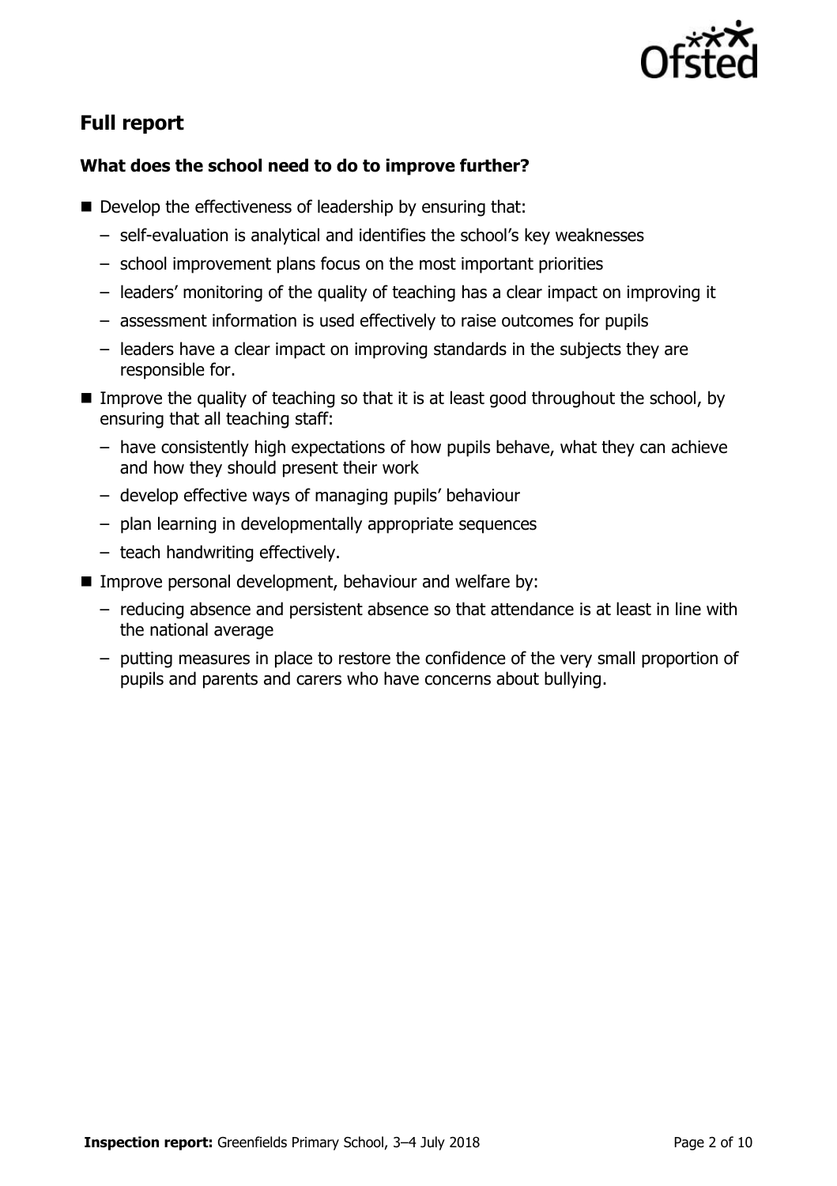## Full report

### What does the school need to do to improve further?

- Develop the effectiveness of leadership by ensuring that:
  - self-evaluation is analytical and identifies the school's key weaknesses
  - school improvement plans focus on the most important priorities
  - leaders' monitoring of the quality of teaching has a clear impact on improving it
  - assessment information is used effectively to raise outcomes for pupils
  - leaders have a clear impact on improving standards in the subjects they are responsible for.
- Improve the quality of teaching so that it is at least good throughout the school, by ensuring that all teaching staff:
  - have consistently high expectations of how pupils behave, what they can achieve and how they should present their work
  - develop effective ways of managing pupils' behaviour
  - plan learning in developmentally appropriate sequences
  - teach handwriting effectively.
- Improve personal development, behaviour and welfare by:
  - reducing absence and persistent absence so that attendance is at least in line with the national average
  - putting measures in place to restore the confidence of the very small proportion of pupils and parents and carers who have concerns about bullying.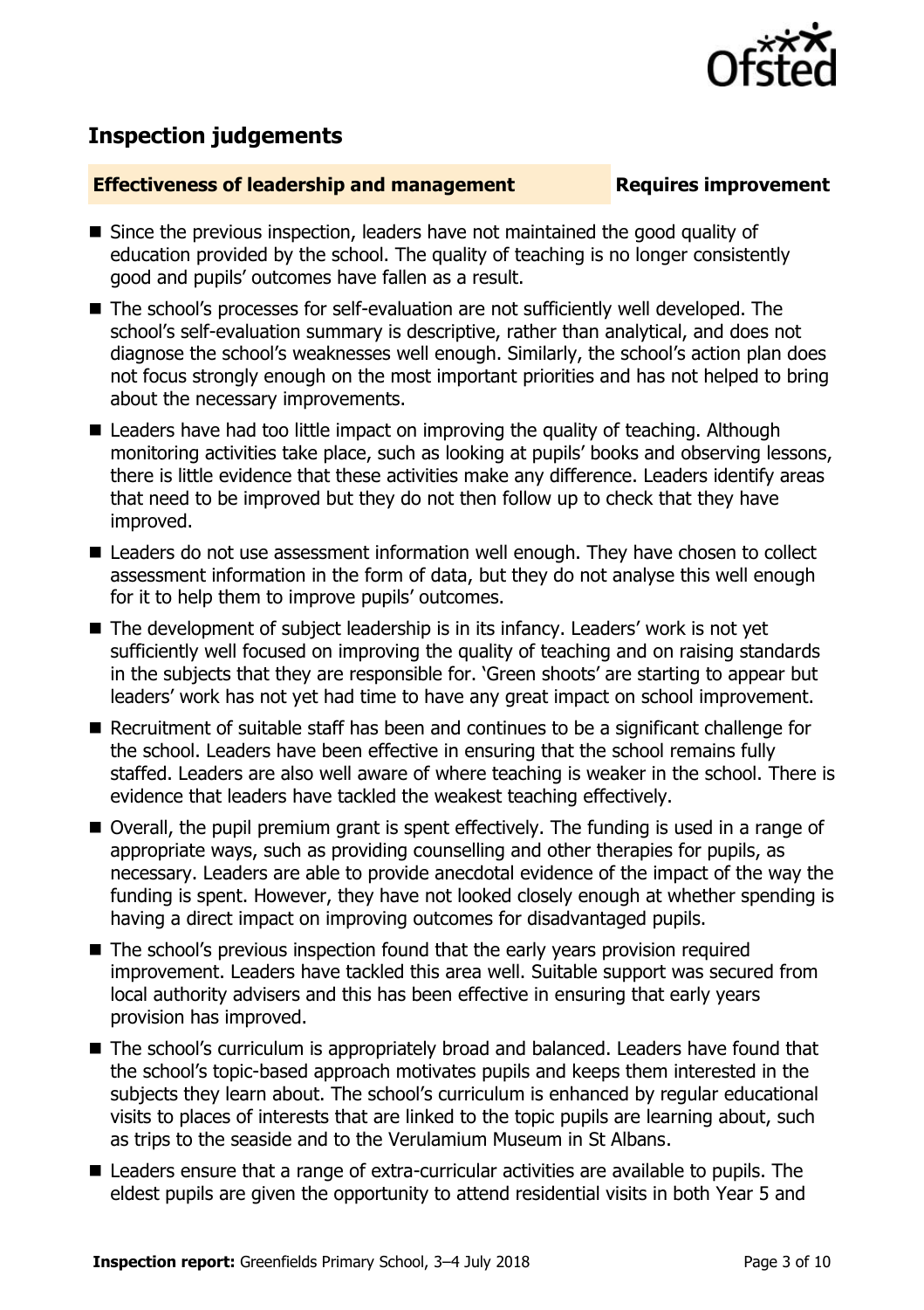## Inspection judgements

**Effectiveness of leadership and management** **Requires improvement**

- Since the previous inspection, leaders have not maintained the good quality of education provided by the school. The quality of teaching is no longer consistently good and pupils' outcomes have fallen as a result.
- The school's processes for self-evaluation are not sufficiently well developed. The school's self-evaluation summary is descriptive, rather than analytical, and does not diagnose the school's weaknesses well enough. Similarly, the school's action plan does not focus strongly enough on the most important priorities and has not helped to bring about the necessary improvements.
- Leaders have had too little impact on improving the quality of teaching. Although monitoring activities take place, such as looking at pupils' books and observing lessons, there is little evidence that these activities make any difference. Leaders identify areas that need to be improved but they do not then follow up to check that they have improved.
- Leaders do not use assessment information well enough. They have chosen to collect assessment information in the form of data, but they do not analyse this well enough for it to help them to improve pupils' outcomes.
- The development of subject leadership is in its infancy. Leaders' work is not yet sufficiently well focused on improving the quality of teaching and on raising standards in the subjects that they are responsible for. 'Green shoots' are starting to appear but leaders' work has not yet had time to have any great impact on school improvement.
- Recruitment of suitable staff has been and continues to be a significant challenge for the school. Leaders have been effective in ensuring that the school remains fully staffed. Leaders are also well aware of where teaching is weaker in the school. There is evidence that leaders have tackled the weakest teaching effectively.
- Overall, the pupil premium grant is spent effectively. The funding is used in a range of appropriate ways, such as providing counselling and other therapies for pupils, as necessary. Leaders are able to provide anecdotal evidence of the impact of the way the funding is spent. However, they have not looked closely enough at whether spending is having a direct impact on improving outcomes for disadvantaged pupils.
- The school's previous inspection found that the early years provision required improvement. Leaders have tackled this area well. Suitable support was secured from local authority advisers and this has been effective in ensuring that early years provision has improved.
- The school's curriculum is appropriately broad and balanced. Leaders have found that the school's topic-based approach motivates pupils and keeps them interested in the subjects they learn about. The school's curriculum is enhanced by regular educational visits to places of interests that are linked to the topic pupils are learning about, such as trips to the seaside and to the Verulamium Museum in St Albans.
- Leaders ensure that a range of extra-curricular activities are available to pupils. The eldest pupils are given the opportunity to attend residential visits in both Year 5 and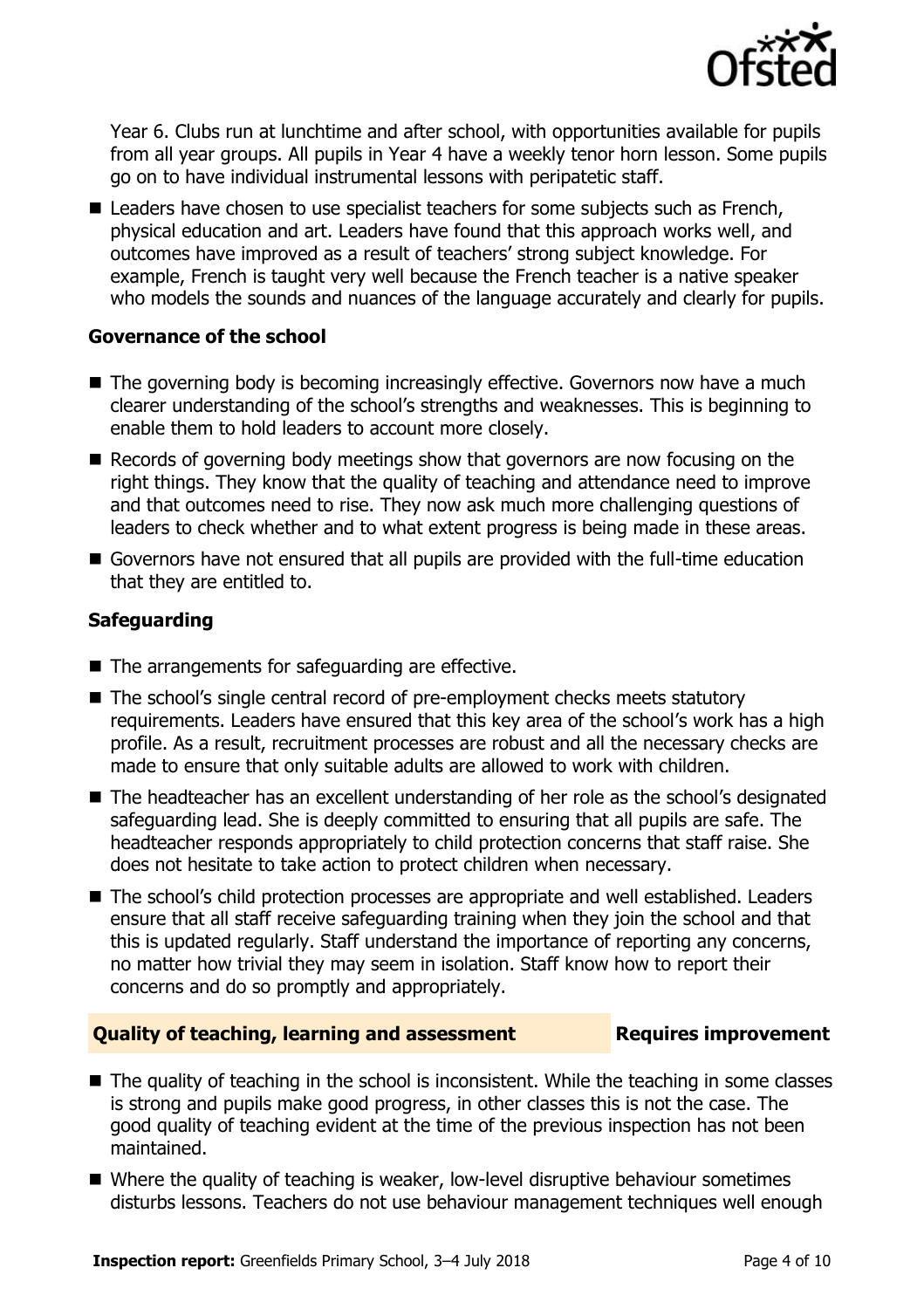Year 6. Clubs run at lunchtime and after school, with opportunities available for pupils from all year groups. All pupils in Year 4 have a weekly tenor horn lesson. Some pupils go on to have individual instrumental lessons with peripatetic staff.

- Leaders have chosen to use specialist teachers for some subjects such as French, physical education and art. Leaders have found that this approach works well, and outcomes have improved as a result of teachers' strong subject knowledge. For example, French is taught very well because the French teacher is a native speaker who models the sounds and nuances of the language accurately and clearly for pupils.

### Governance of the school

- The governing body is becoming increasingly effective. Governors now have a much clearer understanding of the school's strengths and weaknesses. This is beginning to enable them to hold leaders to account more closely.
- Records of governing body meetings show that governors are now focusing on the right things. They know that the quality of teaching and attendance need to improve and that outcomes need to rise. They now ask much more challenging questions of leaders to check whether and to what extent progress is being made in these areas.
- Governors have not ensured that all pupils are provided with the full-time education that they are entitled to.

### Safeguarding

- The arrangements for safeguarding are effective.
- The school's single central record of pre-employment checks meets statutory requirements. Leaders have ensured that this key area of the school's work has a high profile. As a result, recruitment processes are robust and all the necessary checks are made to ensure that only suitable adults are allowed to work with children.
- The headteacher has an excellent understanding of her role as the school's designated safeguarding lead. She is deeply committed to ensuring that all pupils are safe. The headteacher responds appropriately to child protection concerns that staff raise. She does not hesitate to take action to protect children when necessary.
- The school's child protection processes are appropriate and well established. Leaders ensure that all staff receive safeguarding training when they join the school and that this is updated regularly. Staff understand the importance of reporting any concerns, no matter how trivial they may seem in isolation. Staff know how to report their concerns and do so promptly and appropriately.

## Quality of teaching, learning and assessment — Requires improvement

- The quality of teaching in the school is inconsistent. While the teaching in some classes is strong and pupils make good progress, in other classes this is not the case. The good quality of teaching evident at the time of the previous inspection has not been maintained.
- Where the quality of teaching is weaker, low-level disruptive behaviour sometimes disturbs lessons. Teachers do not use behaviour management techniques well enough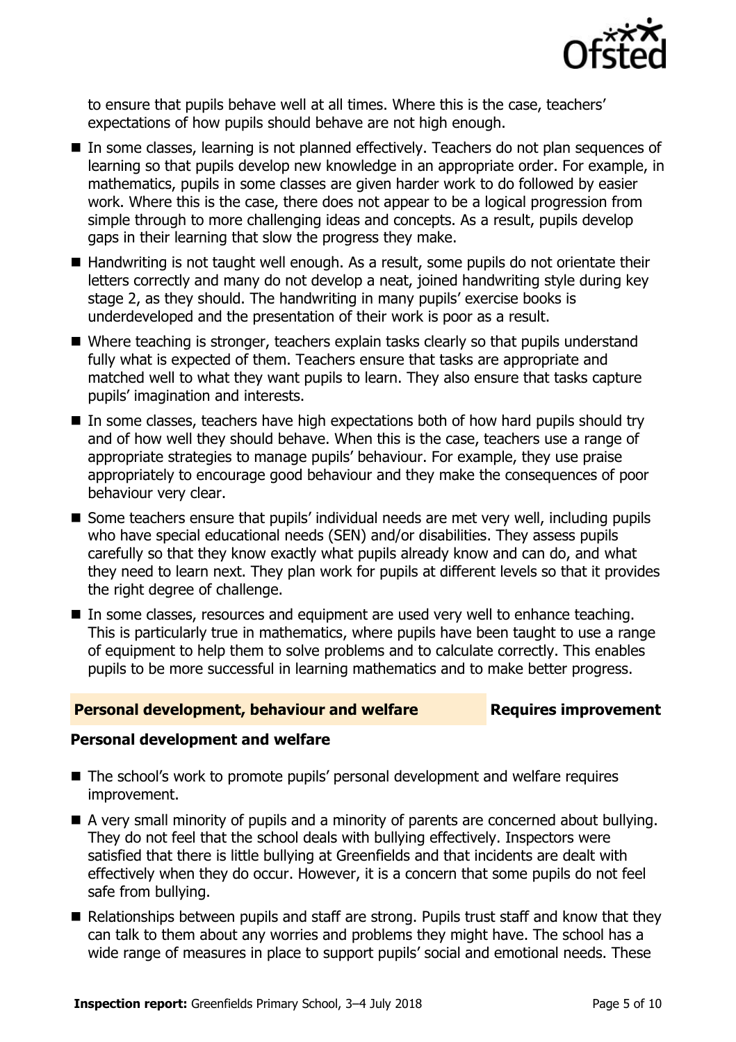to ensure that pupils behave well at all times. Where this is the case, teachers' expectations of how pupils should behave are not high enough.

- In some classes, learning is not planned effectively. Teachers do not plan sequences of learning so that pupils develop new knowledge in an appropriate order. For example, in mathematics, pupils in some classes are given harder work to do followed by easier work. Where this is the case, there does not appear to be a logical progression from simple through to more challenging ideas and concepts. As a result, pupils develop gaps in their learning that slow the progress they make.
- Handwriting is not taught well enough. As a result, some pupils do not orientate their letters correctly and many do not develop a neat, joined handwriting style during key stage 2, as they should. The handwriting in many pupils' exercise books is underdeveloped and the presentation of their work is poor as a result.
- Where teaching is stronger, teachers explain tasks clearly so that pupils understand fully what is expected of them. Teachers ensure that tasks are appropriate and matched well to what they want pupils to learn. They also ensure that tasks capture pupils' imagination and interests.
- In some classes, teachers have high expectations both of how hard pupils should try and of how well they should behave. When this is the case, teachers use a range of appropriate strategies to manage pupils' behaviour. For example, they use praise appropriately to encourage good behaviour and they make the consequences of poor behaviour very clear.
- Some teachers ensure that pupils' individual needs are met very well, including pupils who have special educational needs (SEN) and/or disabilities. They assess pupils carefully so that they know exactly what pupils already know and can do, and what they need to learn next. They plan work for pupils at different levels so that it provides the right degree of challenge.
- In some classes, resources and equipment are used very well to enhance teaching. This is particularly true in mathematics, where pupils have been taught to use a range of equipment to help them to solve problems and to calculate correctly. This enables pupils to be more successful in learning mathematics and to make better progress.

## Personal development, behaviour and welfare — Requires improvement

### Personal development and welfare

- The school's work to promote pupils' personal development and welfare requires improvement.
- A very small minority of pupils and a minority of parents are concerned about bullying. They do not feel that the school deals with bullying effectively. Inspectors were satisfied that there is little bullying at Greenfields and that incidents are dealt with effectively when they do occur. However, it is a concern that some pupils do not feel safe from bullying.
- Relationships between pupils and staff are strong. Pupils trust staff and know that they can talk to them about any worries and problems they might have. The school has a wide range of measures in place to support pupils' social and emotional needs. These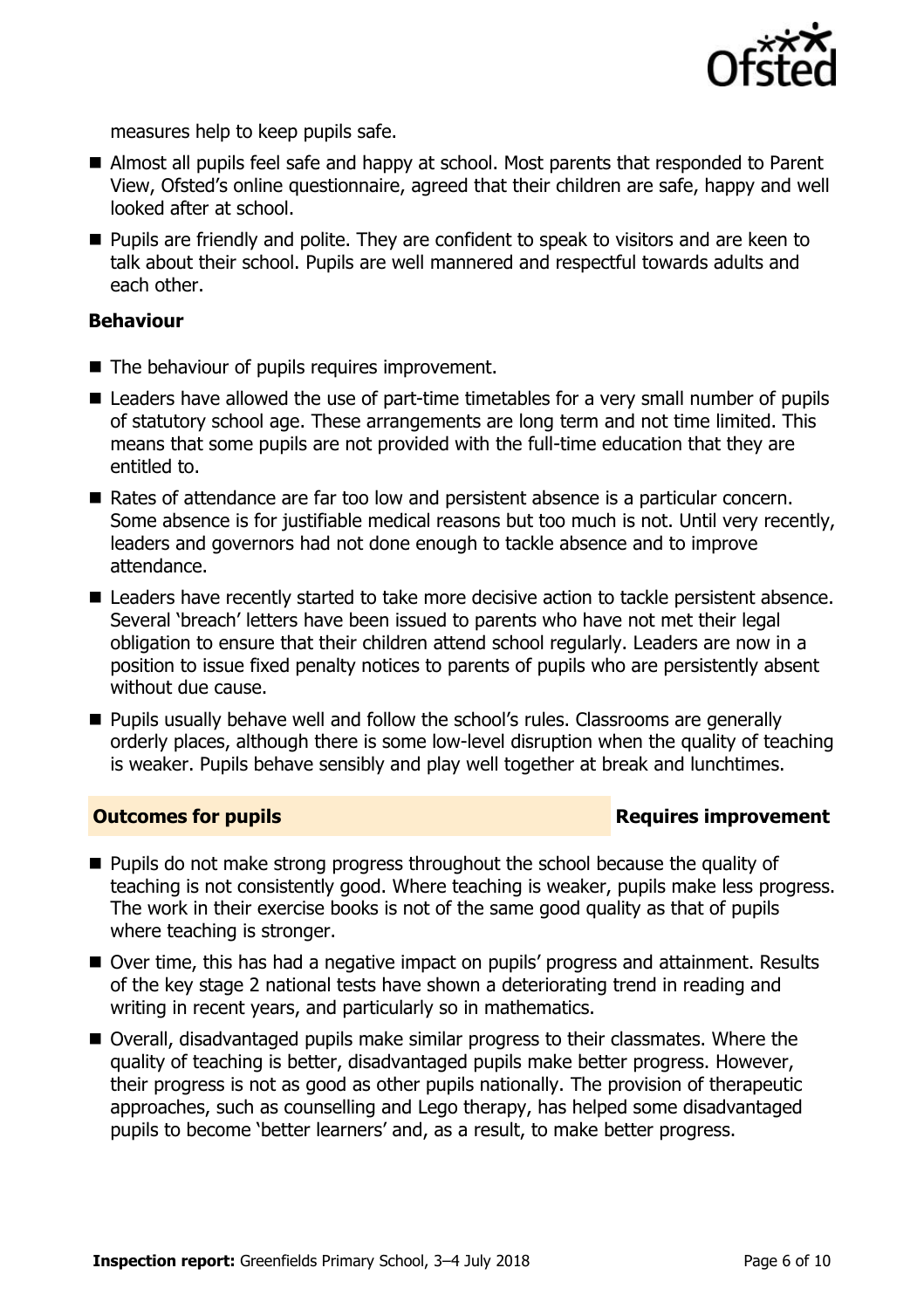measures help to keep pupils safe.

- Almost all pupils feel safe and happy at school. Most parents that responded to Parent View, Ofsted's online questionnaire, agreed that their children are safe, happy and well looked after at school.
- Pupils are friendly and polite. They are confident to speak to visitors and are keen to talk about their school. Pupils are well mannered and respectful towards adults and each other.

### Behaviour

- The behaviour of pupils requires improvement.
- Leaders have allowed the use of part-time timetables for a very small number of pupils of statutory school age. These arrangements are long term and not time limited. This means that some pupils are not provided with the full-time education that they are entitled to.
- Rates of attendance are far too low and persistent absence is a particular concern. Some absence is for justifiable medical reasons but too much is not. Until very recently, leaders and governors had not done enough to tackle absence and to improve attendance.
- Leaders have recently started to take more decisive action to tackle persistent absence. Several 'breach' letters have been issued to parents who have not met their legal obligation to ensure that their children attend school regularly. Leaders are now in a position to issue fixed penalty notices to parents of pupils who are persistently absent without due cause.
- Pupils usually behave well and follow the school's rules. Classrooms are generally orderly places, although there is some low-level disruption when the quality of teaching is weaker. Pupils behave sensibly and play well together at break and lunchtimes.

## Outcomes for pupils — Requires improvement

- Pupils do not make strong progress throughout the school because the quality of teaching is not consistently good. Where teaching is weaker, pupils make less progress. The work in their exercise books is not of the same good quality as that of pupils where teaching is stronger.
- Over time, this has had a negative impact on pupils' progress and attainment. Results of the key stage 2 national tests have shown a deteriorating trend in reading and writing in recent years, and particularly so in mathematics.
- Overall, disadvantaged pupils make similar progress to their classmates. Where the quality of teaching is better, disadvantaged pupils make better progress. However, their progress is not as good as other pupils nationally. The provision of therapeutic approaches, such as counselling and Lego therapy, has helped some disadvantaged pupils to become 'better learners' and, as a result, to make better progress.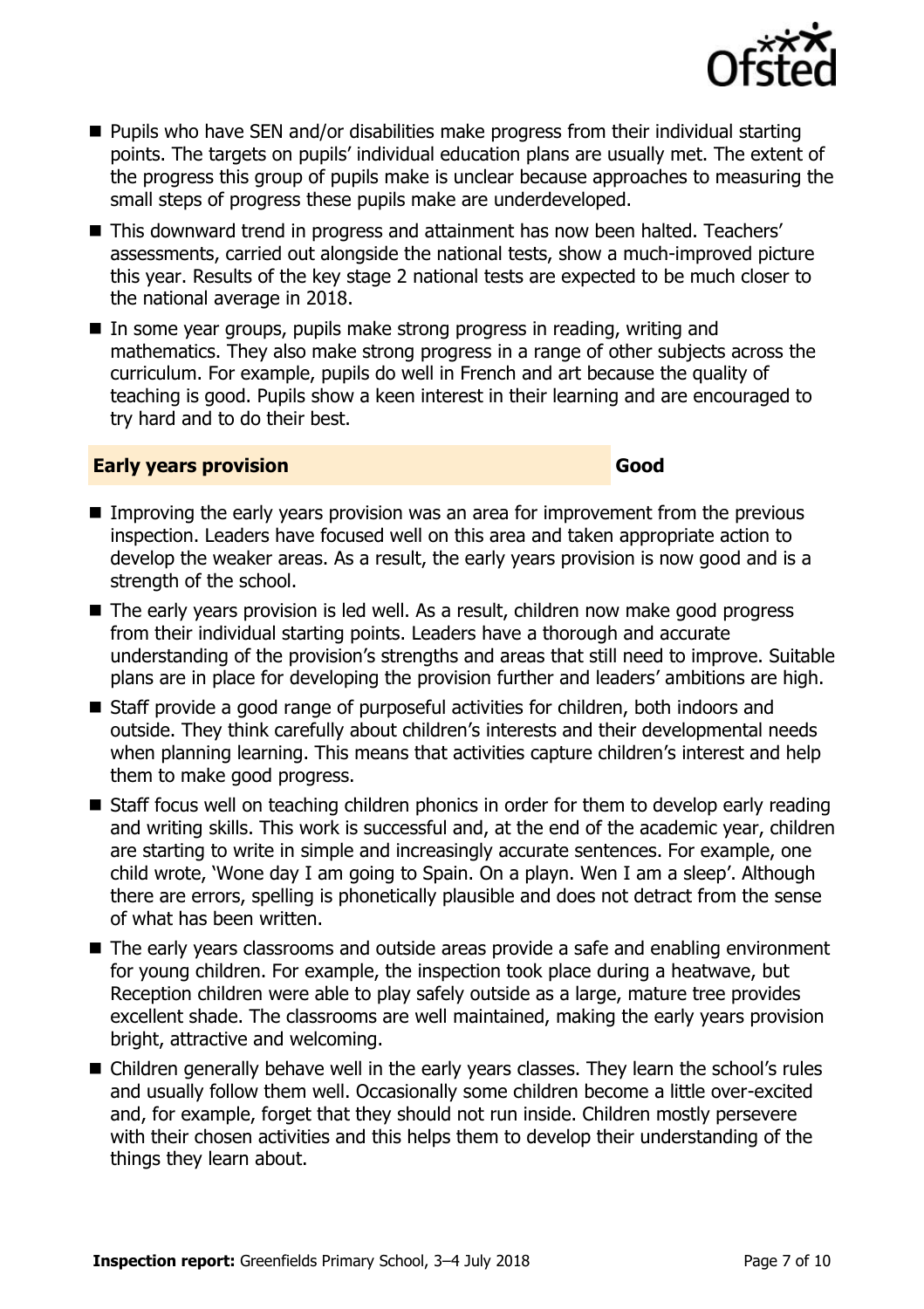- Pupils who have SEN and/or disabilities make progress from their individual starting points. The targets on pupils' individual education plans are usually met. The extent of the progress this group of pupils make is unclear because approaches to measuring the small steps of progress these pupils make are underdeveloped.
- This downward trend in progress and attainment has now been halted. Teachers' assessments, carried out alongside the national tests, show a much-improved picture this year. Results of the key stage 2 national tests are expected to be much closer to the national average in 2018.
- In some year groups, pupils make strong progress in reading, writing and mathematics. They also make strong progress in a range of other subjects across the curriculum. For example, pupils do well in French and art because the quality of teaching is good. Pupils show a keen interest in their learning and are encouraged to try hard and to do their best.

## Early years provision — Good

- Improving the early years provision was an area for improvement from the previous inspection. Leaders have focused well on this area and taken appropriate action to develop the weaker areas. As a result, the early years provision is now good and is a strength of the school.
- The early years provision is led well. As a result, children now make good progress from their individual starting points. Leaders have a thorough and accurate understanding of the provision's strengths and areas that still need to improve. Suitable plans are in place for developing the provision further and leaders' ambitions are high.
- Staff provide a good range of purposeful activities for children, both indoors and outside. They think carefully about children's interests and their developmental needs when planning learning. This means that activities capture children's interest and help them to make good progress.
- Staff focus well on teaching children phonics in order for them to develop early reading and writing skills. This work is successful and, at the end of the academic year, children are starting to write in simple and increasingly accurate sentences. For example, one child wrote, 'Wone day I am going to Spain. On a playn. Wen I am a sleep'. Although there are errors, spelling is phonetically plausible and does not detract from the sense of what has been written.
- The early years classrooms and outside areas provide a safe and enabling environment for young children. For example, the inspection took place during a heatwave, but Reception children were able to play safely outside as a large, mature tree provides excellent shade. The classrooms are well maintained, making the early years provision bright, attractive and welcoming.
- Children generally behave well in the early years classes. They learn the school's rules and usually follow them well. Occasionally some children become a little over-excited and, for example, forget that they should not run inside. Children mostly persevere with their chosen activities and this helps them to develop their understanding of the things they learn about.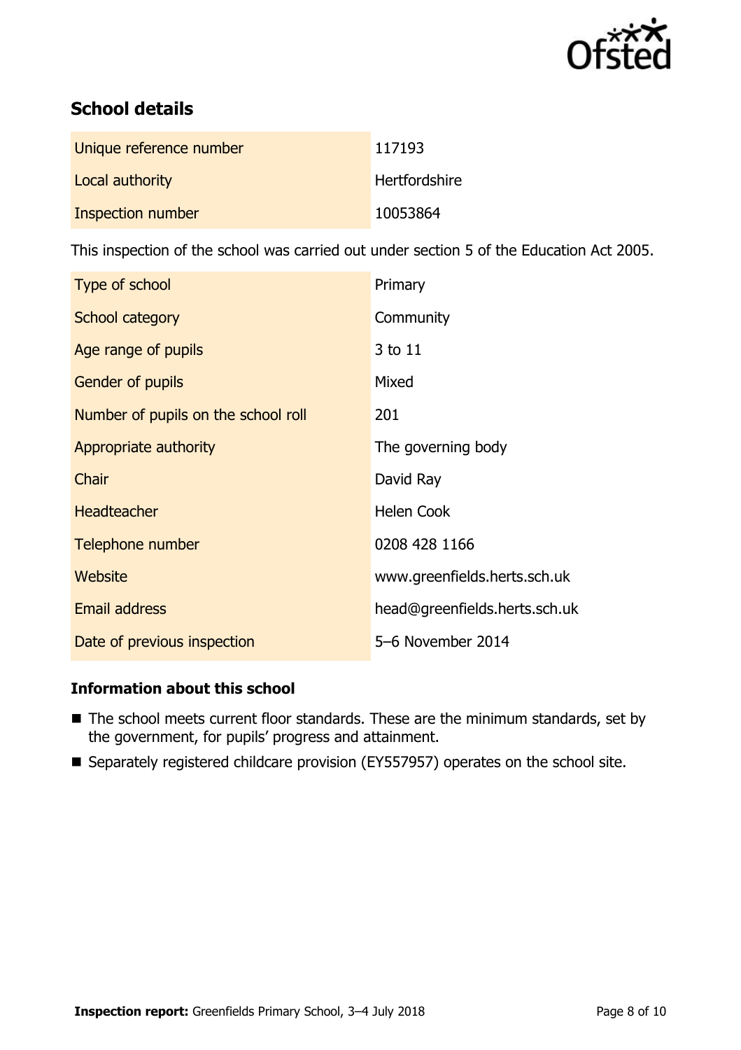## School details

| | |
|---|---|
| Unique reference number | 117193 |
| Local authority | Hertfordshire |
| Inspection number | 10053864 |

This inspection of the school was carried out under section 5 of the Education Act 2005.

| | |
|---|---|
| Type of school | Primary |
| School category | Community |
| Age range of pupils | 3 to 11 |
| Gender of pupils | Mixed |
| Number of pupils on the school roll | 201 |
| Appropriate authority | The governing body |
| Chair | David Ray |
| Headteacher | Helen Cook |
| Telephone number | 0208 428 1166 |
| Website | www.greenfields.herts.sch.uk |
| Email address | head@greenfields.herts.sch.uk |
| Date of previous inspection | 5–6 November 2014 |

### Information about this school

- The school meets current floor standards. These are the minimum standards, set by the government, for pupils' progress and attainment.
- Separately registered childcare provision (EY557957) operates on the school site.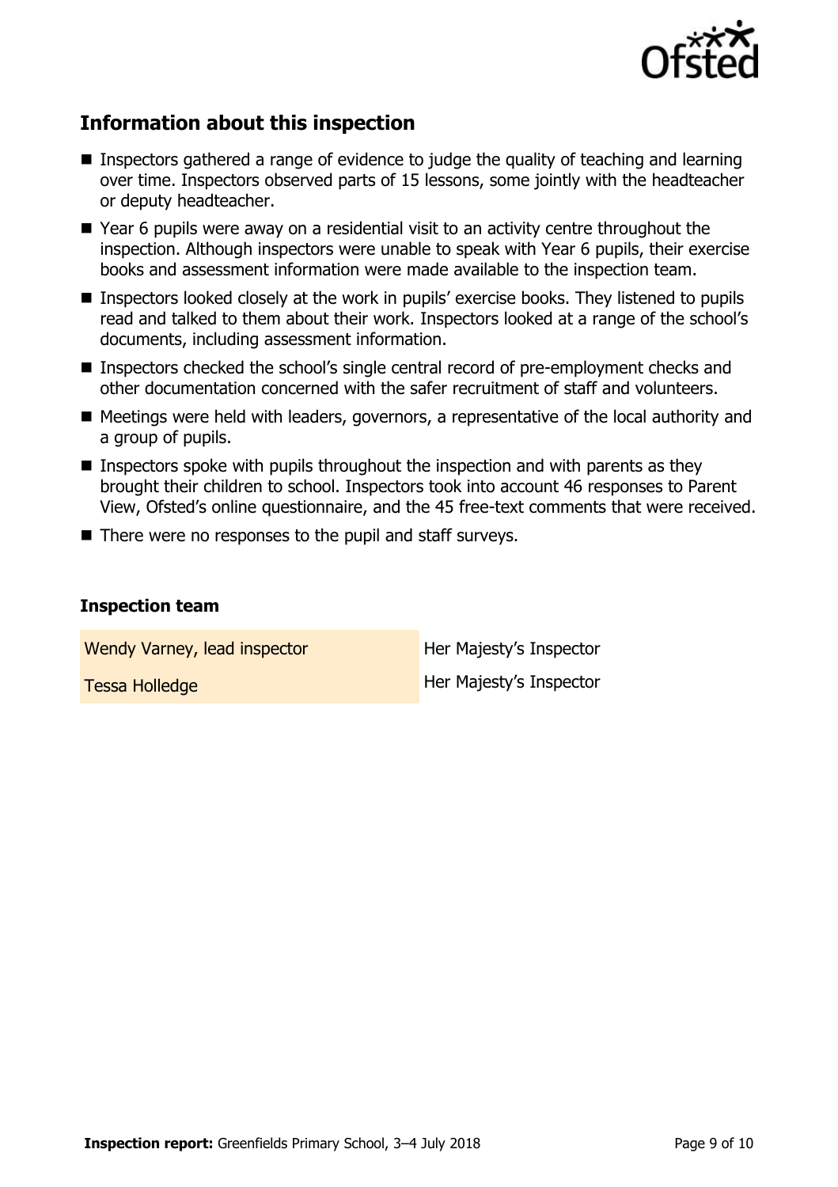## Information about this inspection

- Inspectors gathered a range of evidence to judge the quality of teaching and learning over time. Inspectors observed parts of 15 lessons, some jointly with the headteacher or deputy headteacher.
- Year 6 pupils were away on a residential visit to an activity centre throughout the inspection. Although inspectors were unable to speak with Year 6 pupils, their exercise books and assessment information were made available to the inspection team.
- Inspectors looked closely at the work in pupils' exercise books. They listened to pupils read and talked to them about their work. Inspectors looked at a range of the school's documents, including assessment information.
- Inspectors checked the school's single central record of pre-employment checks and other documentation concerned with the safer recruitment of staff and volunteers.
- Meetings were held with leaders, governors, a representative of the local authority and a group of pupils.
- Inspectors spoke with pupils throughout the inspection and with parents as they brought their children to school. Inspectors took into account 46 responses to Parent View, Ofsted's online questionnaire, and the 45 free-text comments that were received.
- There were no responses to the pupil and staff surveys.

### Inspection team

| | |
|---|---|
| Wendy Varney, lead inspector | Her Majesty's Inspector |
| Tessa Holledge | Her Majesty's Inspector |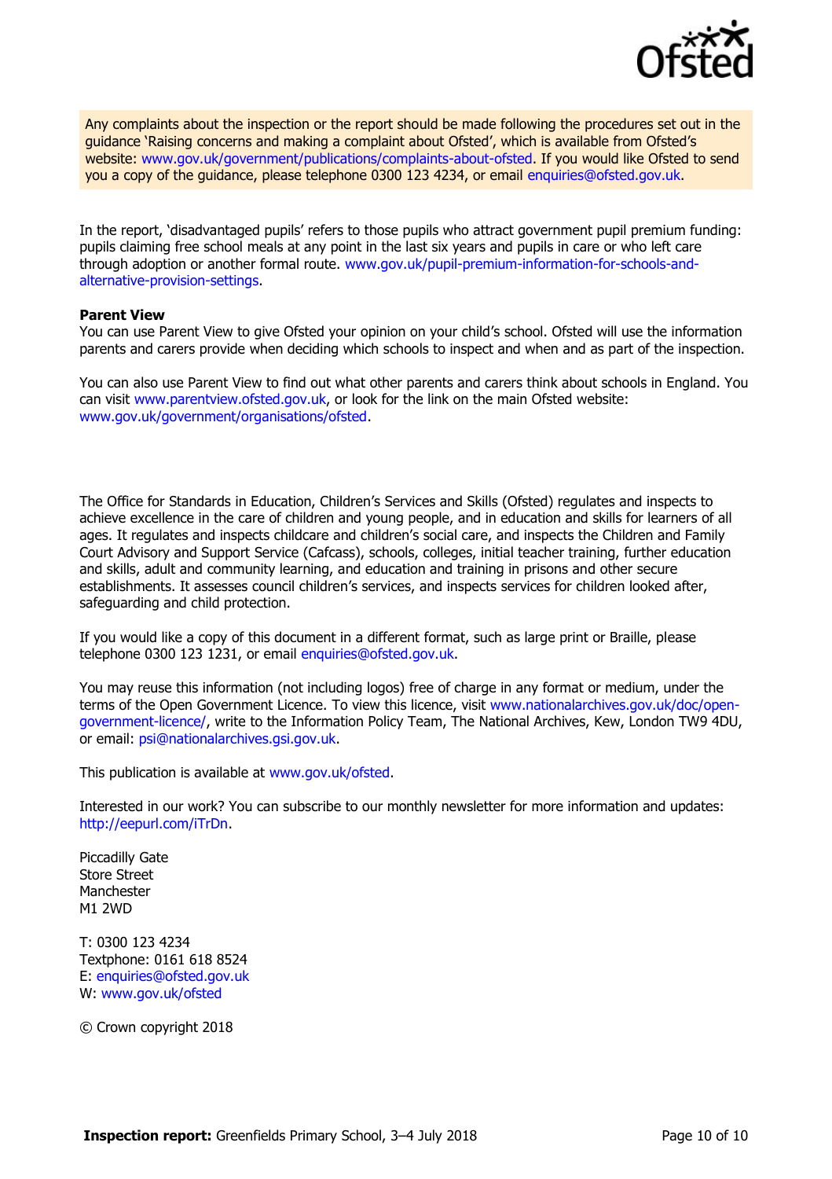Any complaints about the inspection or the report should be made following the procedures set out in the guidance 'Raising concerns and making a complaint about Ofsted', which is available from Ofsted's website: www.gov.uk/government/publications/complaints-about-ofsted. If you would like Ofsted to send you a copy of the guidance, please telephone 0300 123 4234, or email enquiries@ofsted.gov.uk.

In the report, 'disadvantaged pupils' refers to those pupils who attract government pupil premium funding: pupils claiming free school meals at any point in the last six years and pupils in care or who left care through adoption or another formal route. www.gov.uk/pupil-premium-information-for-schools-and-alternative-provision-settings.

**Parent View**

You can use Parent View to give Ofsted your opinion on your child's school. Ofsted will use the information parents and carers provide when deciding which schools to inspect and when and as part of the inspection.

You can also use Parent View to find out what other parents and carers think about schools in England. You can visit www.parentview.ofsted.gov.uk, or look for the link on the main Ofsted website: www.gov.uk/government/organisations/ofsted.

The Office for Standards in Education, Children's Services and Skills (Ofsted) regulates and inspects to achieve excellence in the care of children and young people, and in education and skills for learners of all ages. It regulates and inspects childcare and children's social care, and inspects the Children and Family Court Advisory and Support Service (Cafcass), schools, colleges, initial teacher training, further education and skills, adult and community learning, and education and training in prisons and other secure establishments. It assesses council children's services, and inspects services for children looked after, safeguarding and child protection.

If you would like a copy of this document in a different format, such as large print or Braille, please telephone 0300 123 1231, or email enquiries@ofsted.gov.uk.

You may reuse this information (not including logos) free of charge in any format or medium, under the terms of the Open Government Licence. To view this licence, visit www.nationalarchives.gov.uk/doc/open-government-licence/, write to the Information Policy Team, The National Archives, Kew, London TW9 4DU, or email: psi@nationalarchives.gsi.gov.uk.

This publication is available at www.gov.uk/ofsted.

Interested in our work? You can subscribe to our monthly newsletter for more information and updates: http://eepurl.com/iTrDn.

Piccadilly Gate
Store Street
Manchester
M1 2WD

T: 0300 123 4234
Textphone: 0161 618 8524
E: enquiries@ofsted.gov.uk
W: www.gov.uk/ofsted

© Crown copyright 2018